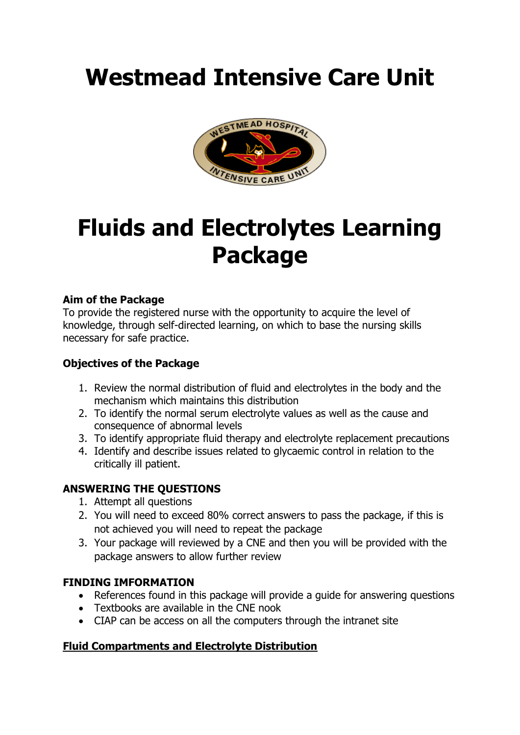# Westmead Intensive Care Unit

# Fluids and Electrolytes Learning Package

**Aim of the Package**
To provide the registered nurse with the opportunity to acquire the level of knowledge, through self-directed learning, on which to base the nursing skills necessary for safe practice.

**Objectives of the Package**

1. Review the normal distribution of fluid and electrolytes in the body and the mechanism which maintains this distribution
2. To identify the normal serum electrolyte values as well as the cause and consequence of abnormal levels
3. To identify appropriate fluid therapy and electrolyte replacement precautions
4. Identify and describe issues related to glycaemic control in relation to the critically ill patient.

**ANSWERING THE QUESTIONS**

1. Attempt all questions
2. You will need to exceed 80% correct answers to pass the package, if this is not achieved you will need to repeat the package
3. Your package will reviewed by a CNE and then you will be provided with the package answers to allow further review

**FINDING IMFORMATION**

- References found in this package will provide a guide for answering questions
- Textbooks are available in the CNE nook
- CIAP can be access on all the computers through the intranet site

**<u>Fluid Compartments and Electrolyte Distribution</u>**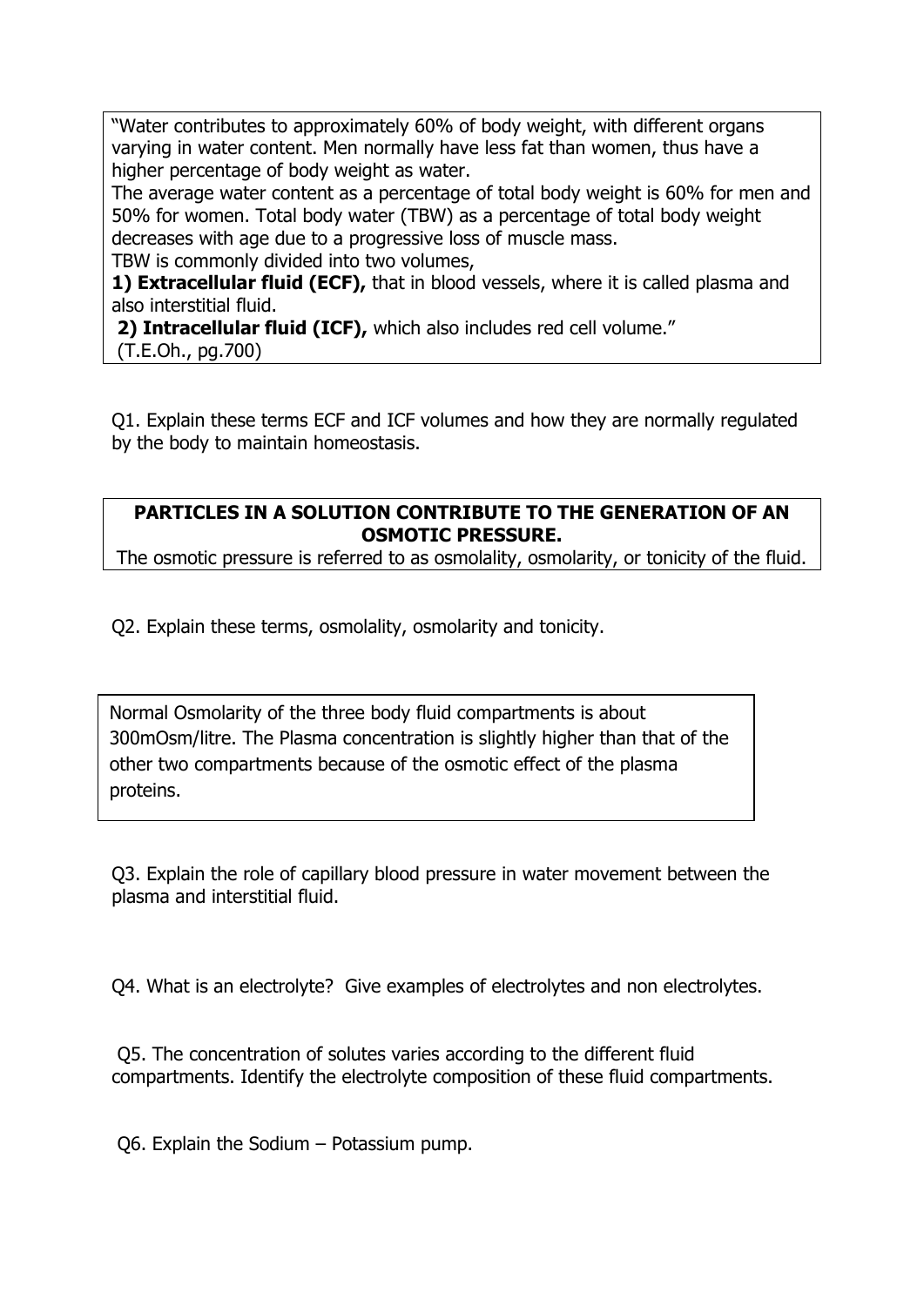"Water contributes to approximately 60% of body weight, with different organs varying in water content. Men normally have less fat than women, thus have a higher percentage of body weight as water.
The average water content as a percentage of total body weight is 60% for men and 50% for women. Total body water (TBW) as a percentage of total body weight decreases with age due to a progressive loss of muscle mass.
TBW is commonly divided into two volumes,
**1) Extracellular fluid (ECF),** that in blood vessels, where it is called plasma and also interstitial fluid.
**2) Intracellular fluid (ICF),** which also includes red cell volume."
(T.E.Oh., pg.700)

Q1. Explain these terms ECF and ICF volumes and how they are normally regulated by the body to maintain homeostasis.

**PARTICLES IN A SOLUTION CONTRIBUTE TO THE GENERATION OF AN OSMOTIC PRESSURE.**
The osmotic pressure is referred to as osmolality, osmolarity, or tonicity of the fluid.

Q2. Explain these terms, osmolality, osmolarity and tonicity.

Normal Osmolarity of the three body fluid compartments is about 300mOsm/litre. The Plasma concentration is slightly higher than that of the other two compartments because of the osmotic effect of the plasma proteins.

Q3. Explain the role of capillary blood pressure in water movement between the plasma and interstitial fluid.

Q4. What is an electrolyte? Give examples of electrolytes and non electrolytes.

Q5. The concentration of solutes varies according to the different fluid compartments. Identify the electrolyte composition of these fluid compartments.

Q6. Explain the Sodium – Potassium pump.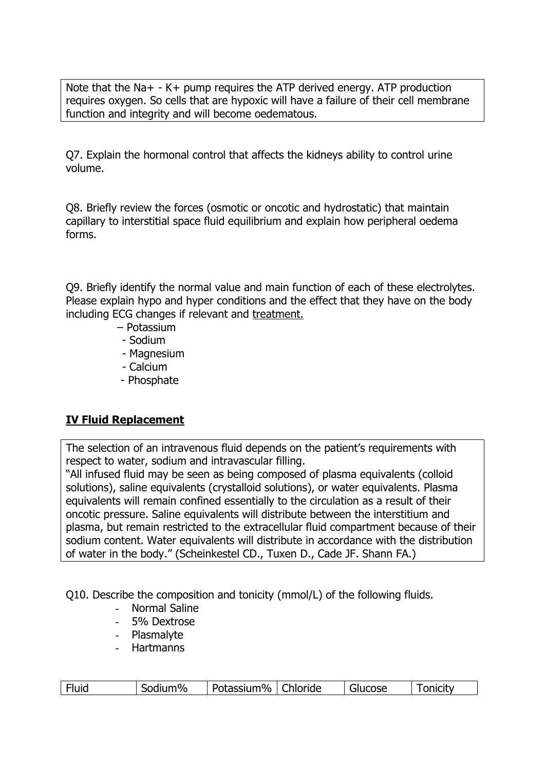Note that the Na+ - K+ pump requires the ATP derived energy. ATP production requires oxygen. So cells that are hypoxic will have a failure of their cell membrane function and integrity and will become oedematous.

Q7. Explain the hormonal control that affects the kidneys ability to control urine volume.

Q8. Briefly review the forces (osmotic or oncotic and hydrostatic) that maintain capillary to interstitial space fluid equilibrium and explain how peripheral oedema forms.

Q9. Briefly identify the normal value and main function of each of these electrolytes. Please explain hypo and hyper conditions and the effect that they have on the body including ECG changes if relevant and treatment.

- Potassium
- Sodium
- Magnesium
- Calcium
- Phosphate

## IV Fluid Replacement

The selection of an intravenous fluid depends on the patient's requirements with respect to water, sodium and intravascular filling.
"All infused fluid may be seen as being composed of plasma equivalents (colloid solutions), saline equivalents (crystalloid solutions), or water equivalents. Plasma equivalents will remain confined essentially to the circulation as a result of their oncotic pressure. Saline equivalents will distribute between the interstitium and plasma, but remain restricted to the extracellular fluid compartment because of their sodium content. Water equivalents will distribute in accordance with the distribution of water in the body." (Scheinkestel CD., Tuxen D., Cade JF. Shann FA.)

Q10. Describe the composition and tonicity (mmol/L) of the following fluids.

- Normal Saline
- 5% Dextrose
- Plasmalyte
- Hartmanns

| Fluid | Sodium% | Potassium% | Chloride | Glucose | Tonicity |
|---|---|---|---|---|---|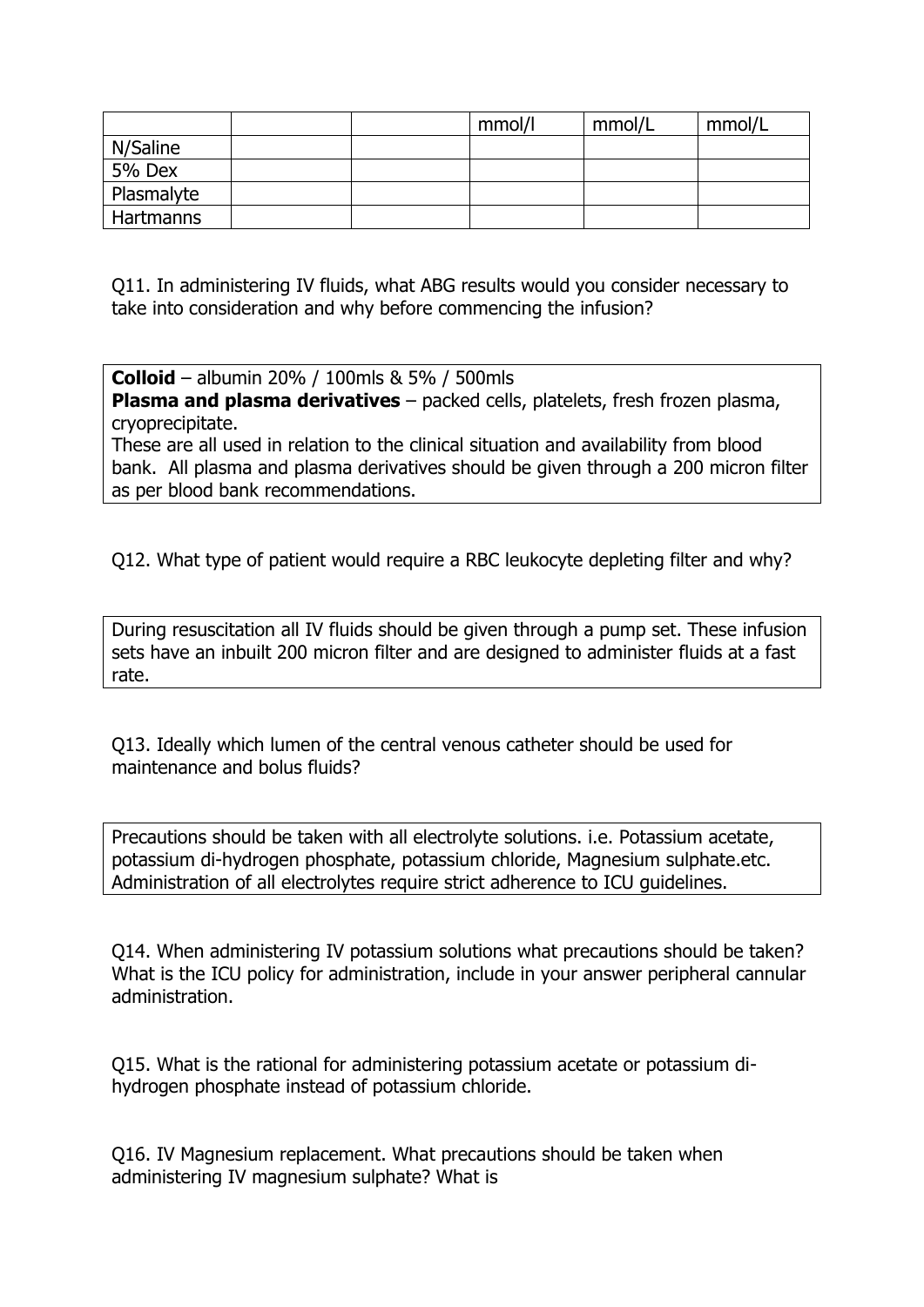| | | | mmol/l | mmol/L | mmol/L |
|---|---|---|---|---|---|
| N/Saline | | | | | |
| 5% Dex | | | | | |
| Plasmalyte | | | | | |
| Hartmanns | | | | | |

Q11. In administering IV fluids, what ABG results would you consider necessary to take into consideration and why before commencing the infusion?

> **Colloid** – albumin 20% / 100mls & 5% / 500mls
> **Plasma and plasma derivatives** – packed cells, platelets, fresh frozen plasma, cryoprecipitate.
> These are all used in relation to the clinical situation and availability from blood bank. All plasma and plasma derivatives should be given through a 200 micron filter as per blood bank recommendations.

Q12. What type of patient would require a RBC leukocyte depleting filter and why?

> During resuscitation all IV fluids should be given through a pump set. These infusion sets have an inbuilt 200 micron filter and are designed to administer fluids at a fast rate.

Q13. Ideally which lumen of the central venous catheter should be used for maintenance and bolus fluids?

> Precautions should be taken with all electrolyte solutions. i.e. Potassium acetate, potassium di-hydrogen phosphate, potassium chloride, Magnesium sulphate.etc. Administration of all electrolytes require strict adherence to ICU guidelines.

Q14. When administering IV potassium solutions what precautions should be taken? What is the ICU policy for administration, include in your answer peripheral cannular administration.

Q15. What is the rational for administering potassium acetate or potassium di-hydrogen phosphate instead of potassium chloride.

Q16. IV Magnesium replacement. What precautions should be taken when administering IV magnesium sulphate? What is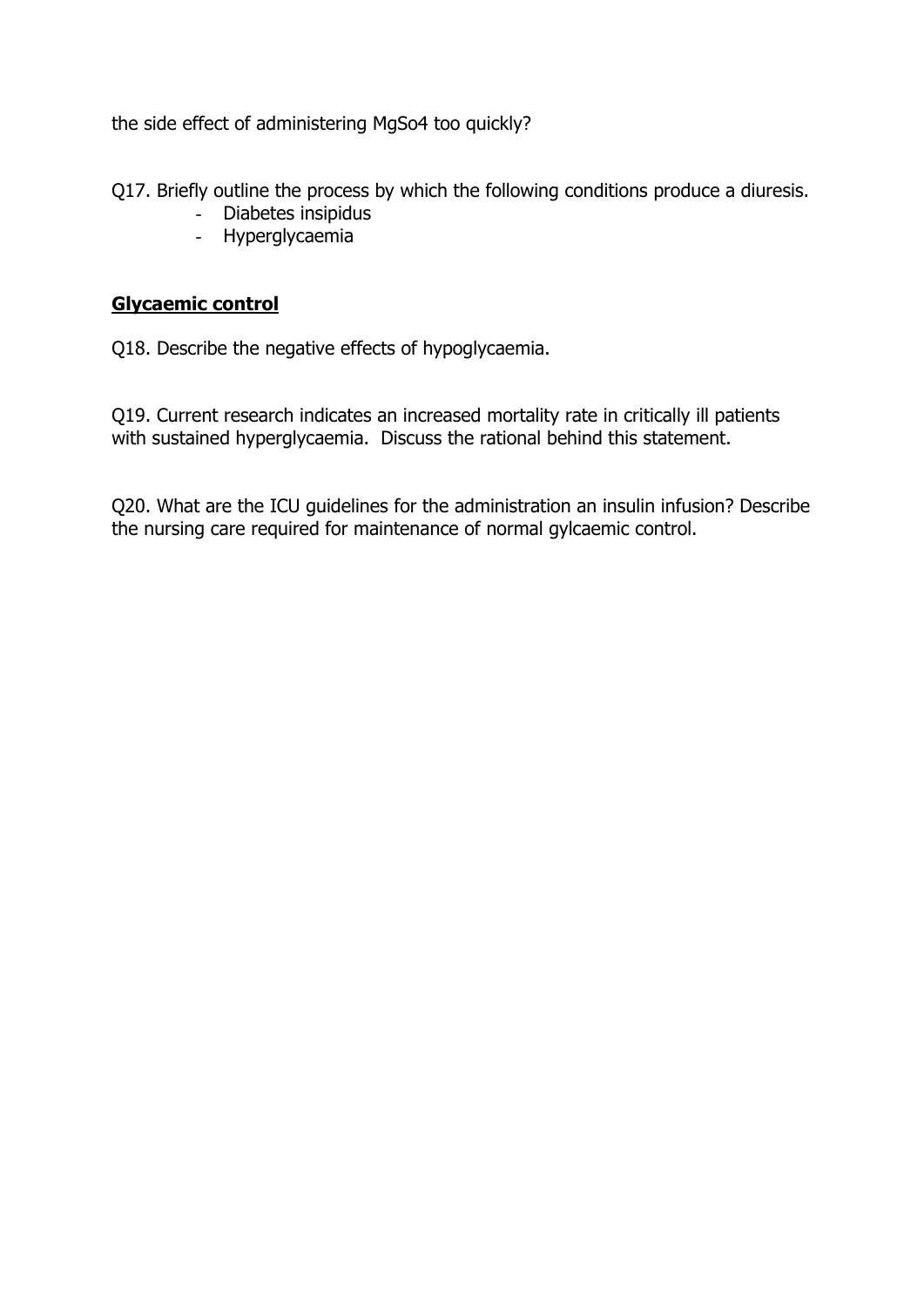the side effect of administering MgSo4 too quickly?

Q17. Briefly outline the process by which the following conditions produce a diuresis.

- Diabetes insipidus
- Hyperglycaemia

## **Glycaemic control**

Q18. Describe the negative effects of hypoglycaemia.

Q19. Current research indicates an increased mortality rate in critically ill patients with sustained hyperglycaemia. Discuss the rational behind this statement.

Q20. What are the ICU guidelines for the administration an insulin infusion? Describe the nursing care required for maintenance of normal gylcaemic control.